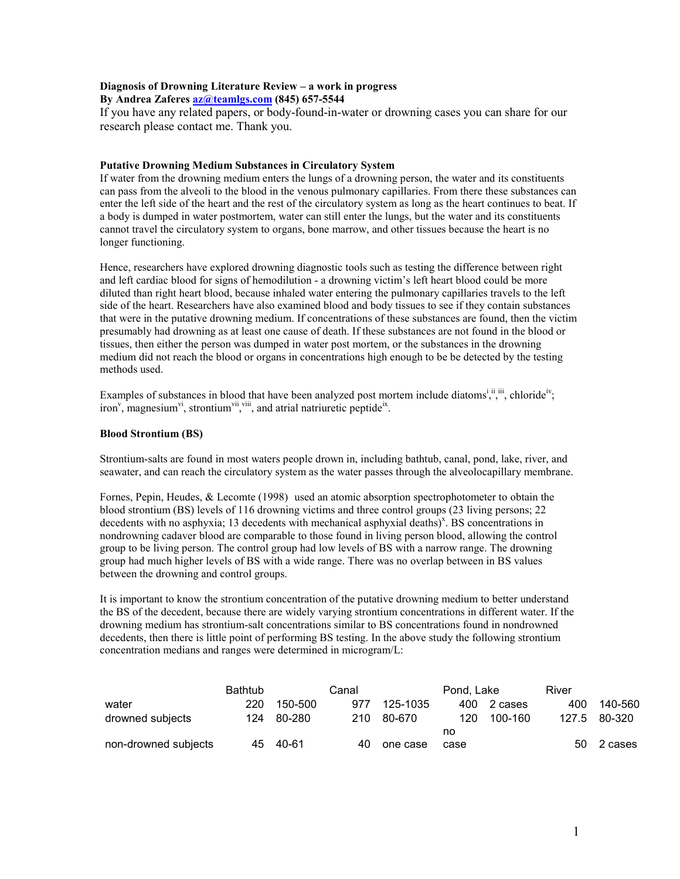**Diagnosis of Drowning Literature Review – a work in progress**
**By Andrea Zaferes az@teamlgs.com (845) 657-5544**

If you have any related papers, or body-found-in-water or drowning cases you can share for our research please contact me. Thank you.

**Putative Drowning Medium Substances in Circulatory System**

If water from the drowning medium enters the lungs of a drowning person, the water and its constituents can pass from the alveoli to the blood in the venous pulmonary capillaries. From there these substances can enter the left side of the heart and the rest of the circulatory system as long as the heart continues to beat. If a body is dumped in water postmortem, water can still enter the lungs, but the water and its constituents cannot travel the circulatory system to organs, bone marrow, and other tissues because the heart is no longer functioning.

Hence, researchers have explored drowning diagnostic tools such as testing the difference between right and left cardiac blood for signs of hemodilution - a drowning victim's left heart blood could be more diluted than right heart blood, because inhaled water entering the pulmonary capillaries travels to the left side of the heart. Researchers have also examined blood and body tissues to see if they contain substances that were in the putative drowning medium. If concentrations of these substances are found, then the victim presumably had drowning as at least one cause of death. If these substances are not found in the blood or tissues, then either the person was dumped in water post mortem, or the substances in the drowning medium did not reach the blood or organs in concentrations high enough to be be detected by the testing methods used.

Examples of substances in blood that have been analyzed post mortem include diatoms[i],[ii],[iii], chloride[iv]; iron[v], magnesium[vi], strontium[vii],[viii], and atrial natriuretic peptide[ix].

**Blood Strontium (BS)**

Strontium-salts are found in most waters people drown in, including bathtub, canal, pond, lake, river, and seawater, and can reach the circulatory system as the water passes through the alveolocapillary membrane.

Fornes, Pepin, Heudes, & Lecomte (1998) used an atomic absorption spectrophotometer to obtain the blood strontium (BS) levels of 116 drowning victims and three control groups (23 living persons; 22 decedents with no asphyxia; 13 decedents with mechanical asphyxial deaths)[x]. BS concentrations in nondrowning cadaver blood are comparable to those found in living person blood, allowing the control group to be living person. The control group had low levels of BS with a narrow range. The drowning group had much higher levels of BS with a wide range. There was no overlap between in BS values between the drowning and control groups.

It is important to know the strontium concentration of the putative drowning medium to better understand the BS of the decedent, because there are widely varying strontium concentrations in different water. If the drowning medium has strontium-salt concentrations similar to BS concentrations found in nondrowned decedents, then there is little point of performing BS testing. In the above study the following strontium concentration medians and ranges were determined in microgram/L:

| | Bathtub | | Canal | | Pond, Lake | | River | |
|---|---|---|---|---|---|---|---|---|
| water | 220 | 150-500 | 977 | 125-1035 | 400 | 2 cases | 400 | 140-560 |
| drowned subjects | 124 | 80-280 | 210 | 80-670 | 120 | 100-160 | 127.5 | 80-320 |
| non-drowned subjects | 45 | 40-61 | 40 | one case | no case | | 50 | 2 cases |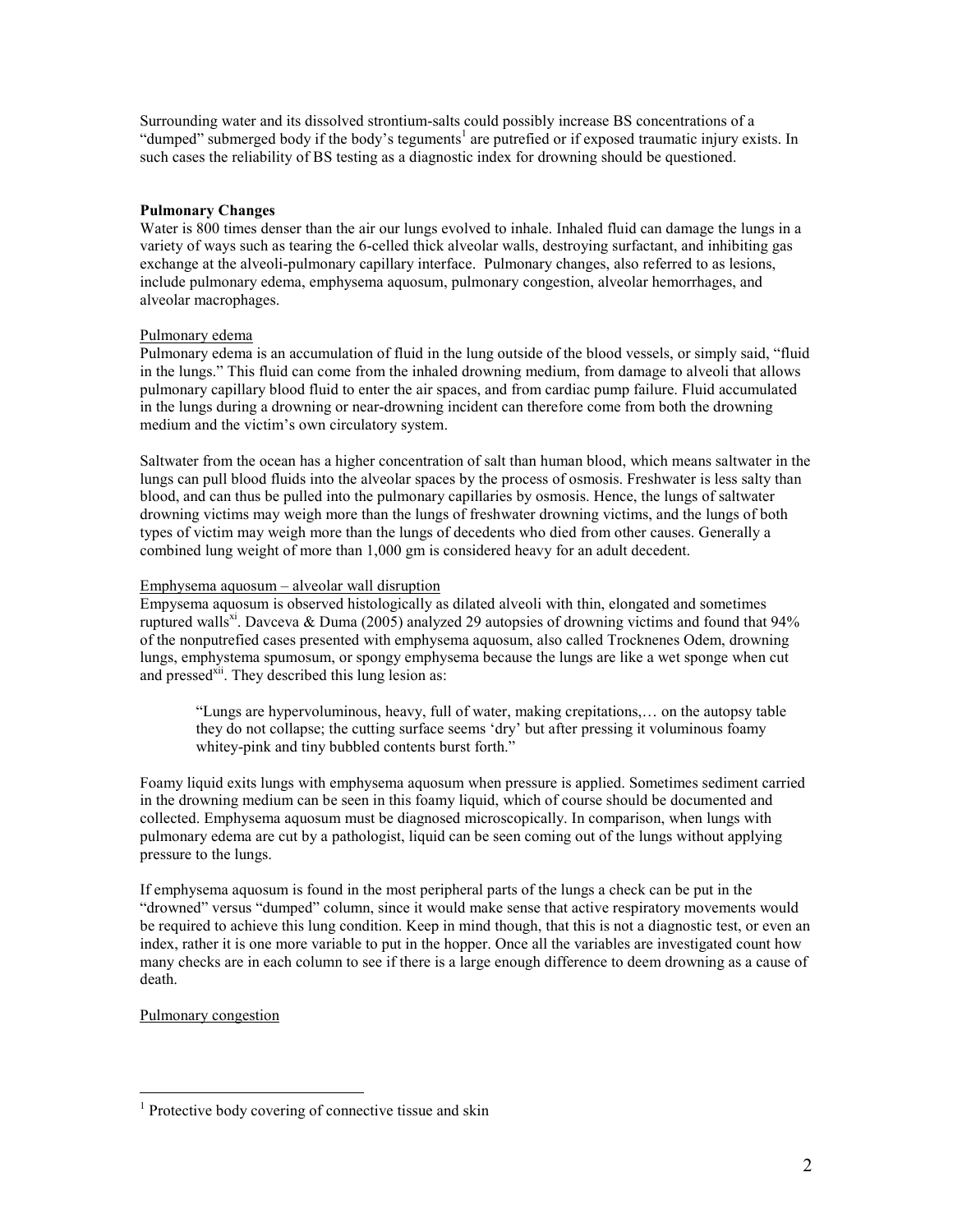Surrounding water and its dissolved strontium-salts could possibly increase BS concentrations of a "dumped" submerged body if the body's teguments[1] are putrefied or if exposed traumatic injury exists. In such cases the reliability of BS testing as a diagnostic index for drowning should be questioned.

**Pulmonary Changes**

Water is 800 times denser than the air our lungs evolved to inhale. Inhaled fluid can damage the lungs in a variety of ways such as tearing the 6-celled thick alveolar walls, destroying surfactant, and inhibiting gas exchange at the alveoli-pulmonary capillary interface. Pulmonary changes, also referred to as lesions, include pulmonary edema, emphysema aquosum, pulmonary congestion, alveolar hemorrhages, and alveolar macrophages.

Pulmonary edema

Pulmonary edema is an accumulation of fluid in the lung outside of the blood vessels, or simply said, "fluid in the lungs." This fluid can come from the inhaled drowning medium, from damage to alveoli that allows pulmonary capillary blood fluid to enter the air spaces, and from cardiac pump failure. Fluid accumulated in the lungs during a drowning or near-drowning incident can therefore come from both the drowning medium and the victim's own circulatory system.

Saltwater from the ocean has a higher concentration of salt than human blood, which means saltwater in the lungs can pull blood fluids into the alveolar spaces by the process of osmosis. Freshwater is less salty than blood, and can thus be pulled into the pulmonary capillaries by osmosis. Hence, the lungs of saltwater drowning victims may weigh more than the lungs of freshwater drowning victims, and the lungs of both types of victim may weigh more than the lungs of decedents who died from other causes. Generally a combined lung weight of more than 1,000 gm is considered heavy for an adult decedent.

Emphysema aquosum – alveolar wall disruption

Empysema aquosum is observed histologically as dilated alveoli with thin, elongated and sometimes ruptured walls[xi]. Davceva & Duma (2005) analyzed 29 autopsies of drowning victims and found that 94% of the nonputrefied cases presented with emphysema aquosum, also called Trocknenes Odem, drowning lungs, emphystema spumosum, or spongy emphysema because the lungs are like a wet sponge when cut and pressed[xii]. They described this lung lesion as:

> "Lungs are hypervoluminous, heavy, full of water, making crepitations,… on the autopsy table they do not collapse; the cutting surface seems 'dry' but after pressing it voluminous foamy whitey-pink and tiny bubbled contents burst forth."

Foamy liquid exits lungs with emphysema aquosum when pressure is applied. Sometimes sediment carried in the drowning medium can be seen in this foamy liquid, which of course should be documented and collected. Emphysema aquosum must be diagnosed microscopically. In comparison, when lungs with pulmonary edema are cut by a pathologist, liquid can be seen coming out of the lungs without applying pressure to the lungs.

If emphysema aquosum is found in the most peripheral parts of the lungs a check can be put in the "drowned" versus "dumped" column, since it would make sense that active respiratory movements would be required to achieve this lung condition. Keep in mind though, that this is not a diagnostic test, or even an index, rather it is one more variable to put in the hopper. Once all the variables are investigated count how many checks are in each column to see if there is a large enough difference to deem drowning as a cause of death.

Pulmonary congestion

---

[1] Protective body covering of connective tissue and skin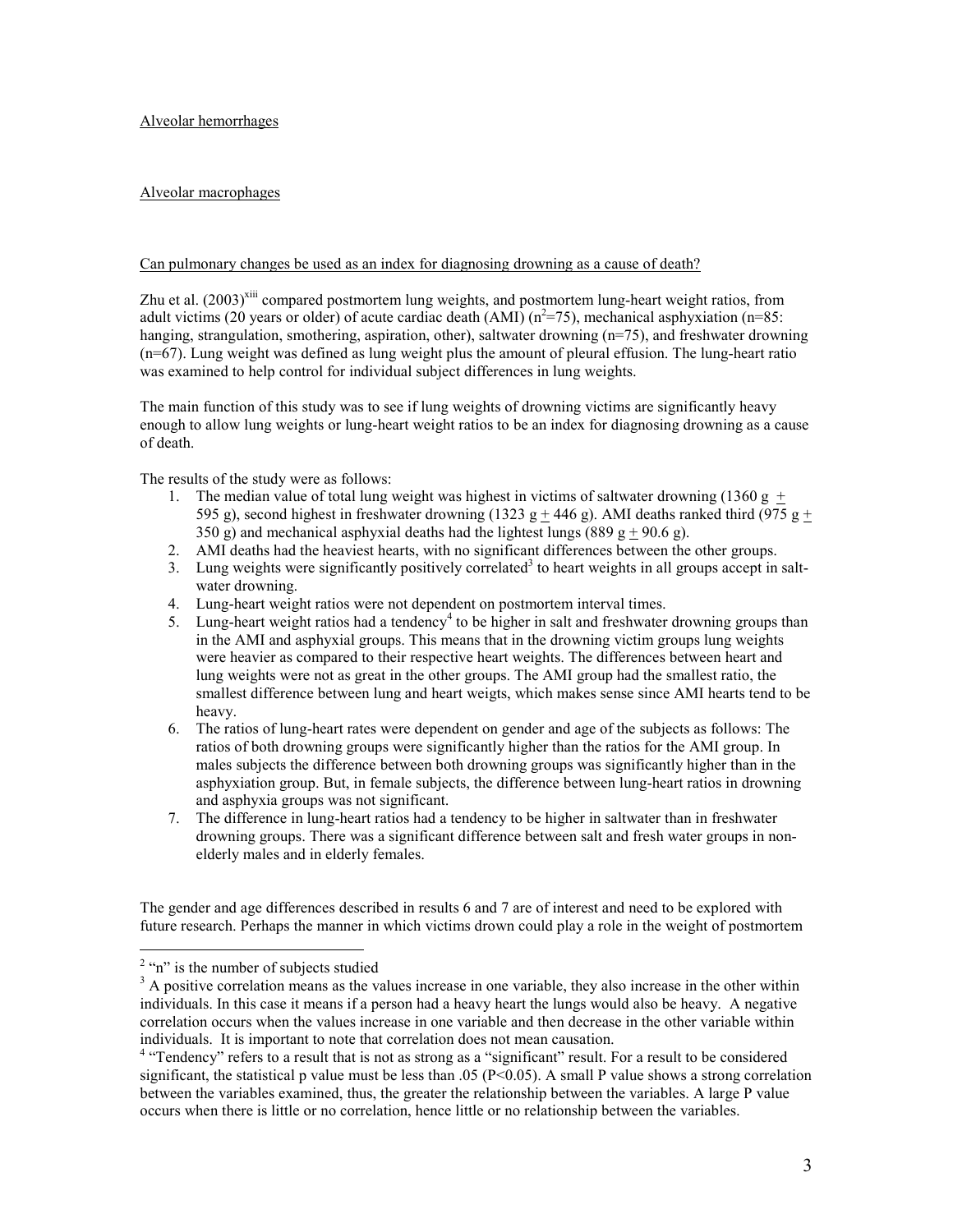Alveolar hemorrhages

Alveolar macrophages

Can pulmonary changes be used as an index for diagnosing drowning as a cause of death?

Zhu et al. (2003)[xiii] compared postmortem lung weights, and postmortem lung-heart weight ratios, from adult victims (20 years or older) of acute cardiac death (AMI) ($n^2$=75), mechanical asphyxiation (n=85: hanging, strangulation, smothering, aspiration, other), saltwater drowning (n=75), and freshwater drowning (n=67). Lung weight was defined as lung weight plus the amount of pleural effusion. The lung-heart ratio was examined to help control for individual subject differences in lung weights.

The main function of this study was to see if lung weights of drowning victims are significantly heavy enough to allow lung weights or lung-heart weight ratios to be an index for diagnosing drowning as a cause of death.

The results of the study were as follows:

1. The median value of total lung weight was highest in victims of saltwater drowning (1360 g $\pm$ 595 g), second highest in freshwater drowning (1323 g $\pm$ 446 g). AMI deaths ranked third (975 g $\pm$ 350 g) and mechanical asphyxial deaths had the lightest lungs (889 g $\pm$ 90.6 g).
2. AMI deaths had the heaviest hearts, with no significant differences between the other groups.
3. Lung weights were significantly positively correlated[3] to heart weights in all groups accept in salt-water drowning.
4. Lung-heart weight ratios were not dependent on postmortem interval times.
5. Lung-heart weight ratios had a tendency[4] to be higher in salt and freshwater drowning groups than in the AMI and asphyxial groups. This means that in the drowning victim groups lung weights were heavier as compared to their respective heart weights. The differences between heart and lung weights were not as great in the other groups. The AMI group had the smallest ratio, the smallest difference between lung and heart weigts, which makes sense since AMI hearts tend to be heavy.
6. The ratios of lung-heart rates were dependent on gender and age of the subjects as follows: The ratios of both drowning groups were significantly higher than the ratios for the AMI group. In males subjects the difference between both drowning groups was significantly higher than in the asphyxiation group. But, in female subjects, the difference between lung-heart ratios in drowning and asphyxia groups was not significant.
7. The difference in lung-heart ratios had a tendency to be higher in saltwater than in freshwater drowning groups. There was a significant difference between salt and fresh water groups in non-elderly males and in elderly females.

The gender and age differences described in results 6 and 7 are of interest and need to be explored with future research. Perhaps the manner in which victims drown could play a role in the weight of postmortem

---

[2] "n" is the number of subjects studied

[3] A positive correlation means as the values increase in one variable, they also increase in the other within individuals. In this case it means if a person had a heavy heart the lungs would also be heavy. A negative correlation occurs when the values increase in one variable and then decrease in the other variable within individuals. It is important to note that correlation does not mean causation.

[4] "Tendency" refers to a result that is not as strong as a "significant" result. For a result to be considered significant, the statistical p value must be less than .05 ($P<0.05$). A small P value shows a strong correlation between the variables examined, thus, the greater the relationship between the variables. A large P value occurs when there is little or no correlation, hence little or no relationship between the variables.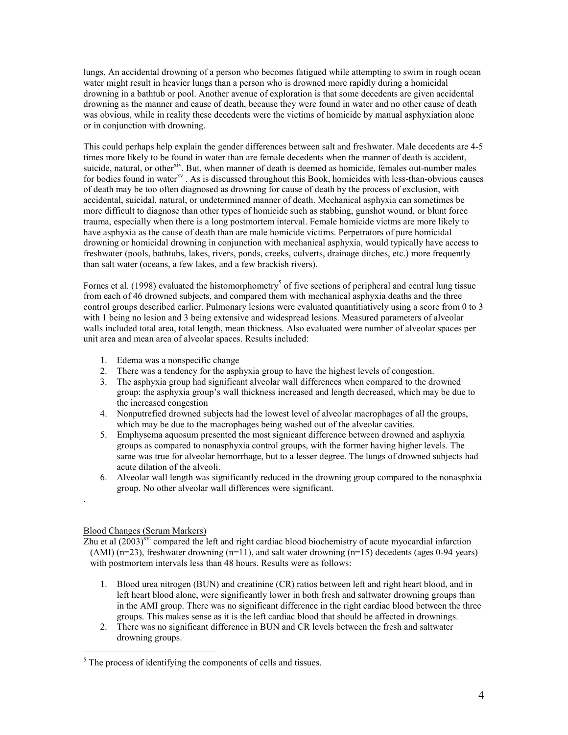lungs. An accidental drowning of a person who becomes fatigued while attempting to swim in rough ocean water might result in heavier lungs than a person who is drowned more rapidly during a homicidal drowning in a bathtub or pool. Another avenue of exploration is that some decedents are given accidental drowning as the manner and cause of death, because they were found in water and no other cause of death was obvious, while in reality these decedents were the victims of homicide by manual asphyxiation alone or in conjunction with drowning.

This could perhaps help explain the gender differences between salt and freshwater. Male decedents are 4-5 times more likely to be found in water than are female decedents when the manner of death is accident, suicide, natural, or other[xiv]. But, when manner of death is deemed as homicide, females out-number males for bodies found in water[xv] . As is discussed throughout this Book, homicides with less-than-obvious causes of death may be too often diagnosed as drowning for cause of death by the process of exclusion, with accidental, suicidal, natural, or undetermined manner of death. Mechanical asphyxia can sometimes be more difficult to diagnose than other types of homicide such as stabbing, gunshot wound, or blunt force trauma, especially when there is a long postmortem interval. Female homicide victms are more likely to have asphyxia as the cause of death than are male homicide victims. Perpetrators of pure homicidal drowning or homicidal drowning in conjunction with mechanical asphyxia, would typically have access to freshwater (pools, bathtubs, lakes, rivers, ponds, creeks, culverts, drainage ditches, etc.) more frequently than salt water (oceans, a few lakes, and a few brackish rivers).

Fornes et al. (1998) evaluated the histomorphometry[5] of five sections of peripheral and central lung tissue from each of 46 drowned subjects, and compared them with mechanical asphyxia deaths and the three control groups described earlier. Pulmonary lesions were evaluated quantitiatively using a score from 0 to 3 with 1 being no lesion and 3 being extensive and widespread lesions. Measured parameters of alveolar walls included total area, total length, mean thickness. Also evaluated were number of alveolar spaces per unit area and mean area of alveolar spaces. Results included:

1. Edema was a nonspecific change
2. There was a tendency for the asphyxia group to have the highest levels of congestion.
3. The asphyxia group had significant alveolar wall differences when compared to the drowned group: the asphyxia group's wall thickness increased and length decreased, which may be due to the increased congestion
4. Nonputrefied drowned subjects had the lowest level of alveolar macrophages of all the groups, which may be due to the macrophages being washed out of the alveolar cavities.
5. Emphysema aquosum presented the most signicant difference between drowned and asphyxia groups as compared to nonasphyxia control groups, with the former having higher levels. The same was true for alveolar hemorrhage, but to a lesser degree. The lungs of drowned subjects had acute dilation of the alveoli.
6. Alveolar wall length was significantly reduced in the drowning group compared to the nonasphxia group. No other alveolar wall differences were significant.

.

Blood Changes (Serum Markers)

Zhu et al (2003)[xvi] compared the left and right cardiac blood biochemistry of acute myocardial infarction (AMI) (n=23), freshwater drowning (n=11), and salt water drowning (n=15) decedents (ages 0-94 years) with postmortem intervals less than 48 hours. Results were as follows:

1. Blood urea nitrogen (BUN) and creatinine (CR) ratios between left and right heart blood, and in left heart blood alone, were significantly lower in both fresh and saltwater drowning groups than in the AMI group. There was no significant difference in the right cardiac blood between the three groups. This makes sense as it is the left cardiac blood that should be affected in drownings.
2. There was no significant difference in BUN and CR levels between the fresh and saltwater drowning groups.

[5] The process of identifying the components of cells and tissues.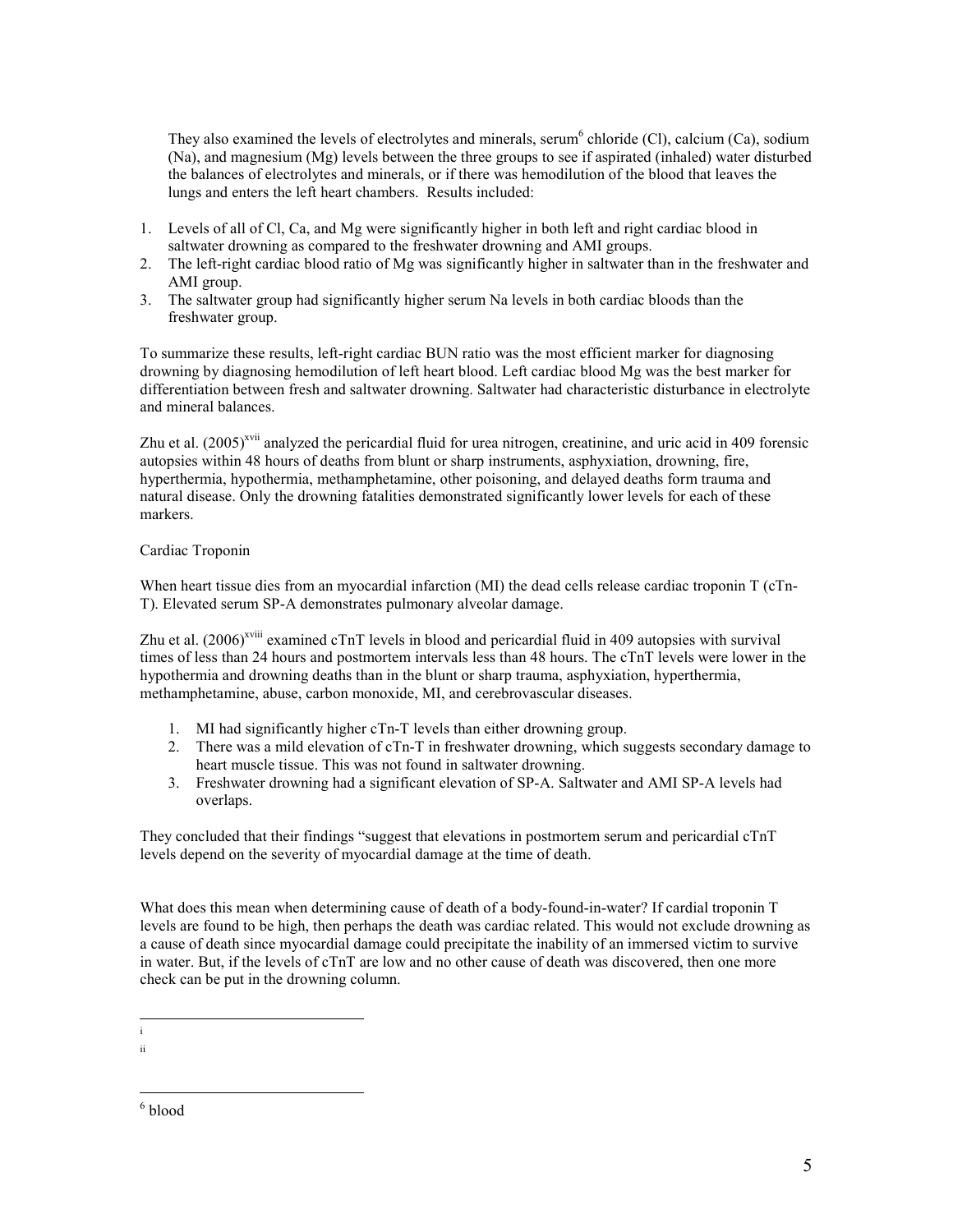They also examined the levels of electrolytes and minerals, serum[6] chloride (Cl), calcium (Ca), sodium (Na), and magnesium (Mg) levels between the three groups to see if aspirated (inhaled) water disturbed the balances of electrolytes and minerals, or if there was hemodilution of the blood that leaves the lungs and enters the left heart chambers. Results included:

1. Levels of all of Cl, Ca, and Mg were significantly higher in both left and right cardiac blood in saltwater drowning as compared to the freshwater drowning and AMI groups.
2. The left-right cardiac blood ratio of Mg was significantly higher in saltwater than in the freshwater and AMI group.
3. The saltwater group had significantly higher serum Na levels in both cardiac bloods than the freshwater group.

To summarize these results, left-right cardiac BUN ratio was the most efficient marker for diagnosing drowning by diagnosing hemodilution of left heart blood. Left cardiac blood Mg was the best marker for differentiation between fresh and saltwater drowning. Saltwater had characteristic disturbance in electrolyte and mineral balances.

Zhu et al. (2005)[xvii] analyzed the pericardial fluid for urea nitrogen, creatinine, and uric acid in 409 forensic autopsies within 48 hours of deaths from blunt or sharp instruments, asphyxiation, drowning, fire, hyperthermia, hypothermia, methamphetamine, other poisoning, and delayed deaths form trauma and natural disease. Only the drowning fatalities demonstrated significantly lower levels for each of these markers.

Cardiac Troponin

When heart tissue dies from an myocardial infarction (MI) the dead cells release cardiac troponin T (cTn-T). Elevated serum SP-A demonstrates pulmonary alveolar damage.

Zhu et al. (2006)[xviii] examined cTnT levels in blood and pericardial fluid in 409 autopsies with survival times of less than 24 hours and postmortem intervals less than 48 hours. The cTnT levels were lower in the hypothermia and drowning deaths than in the blunt or sharp trauma, asphyxiation, hyperthermia, methamphetamine, abuse, carbon monoxide, MI, and cerebrovascular diseases.

1. MI had significantly higher cTn-T levels than either drowning group.
2. There was a mild elevation of cTn-T in freshwater drowning, which suggests secondary damage to heart muscle tissue. This was not found in saltwater drowning.
3. Freshwater drowning had a significant elevation of SP-A. Saltwater and AMI SP-A levels had overlaps.

They concluded that their findings "suggest that elevations in postmortem serum and pericardial cTnT levels depend on the severity of myocardial damage at the time of death.

What does this mean when determining cause of death of a body-found-in-water? If cardial troponin T levels are found to be high, then perhaps the death was cardiac related. This would not exclude drowning as a cause of death since myocardial damage could precipitate the inability of an immersed victim to survive in water. But, if the levels of cTnT are low and no other cause of death was discovered, then one more check can be put in the drowning column.

---

i

ii

---

[6] blood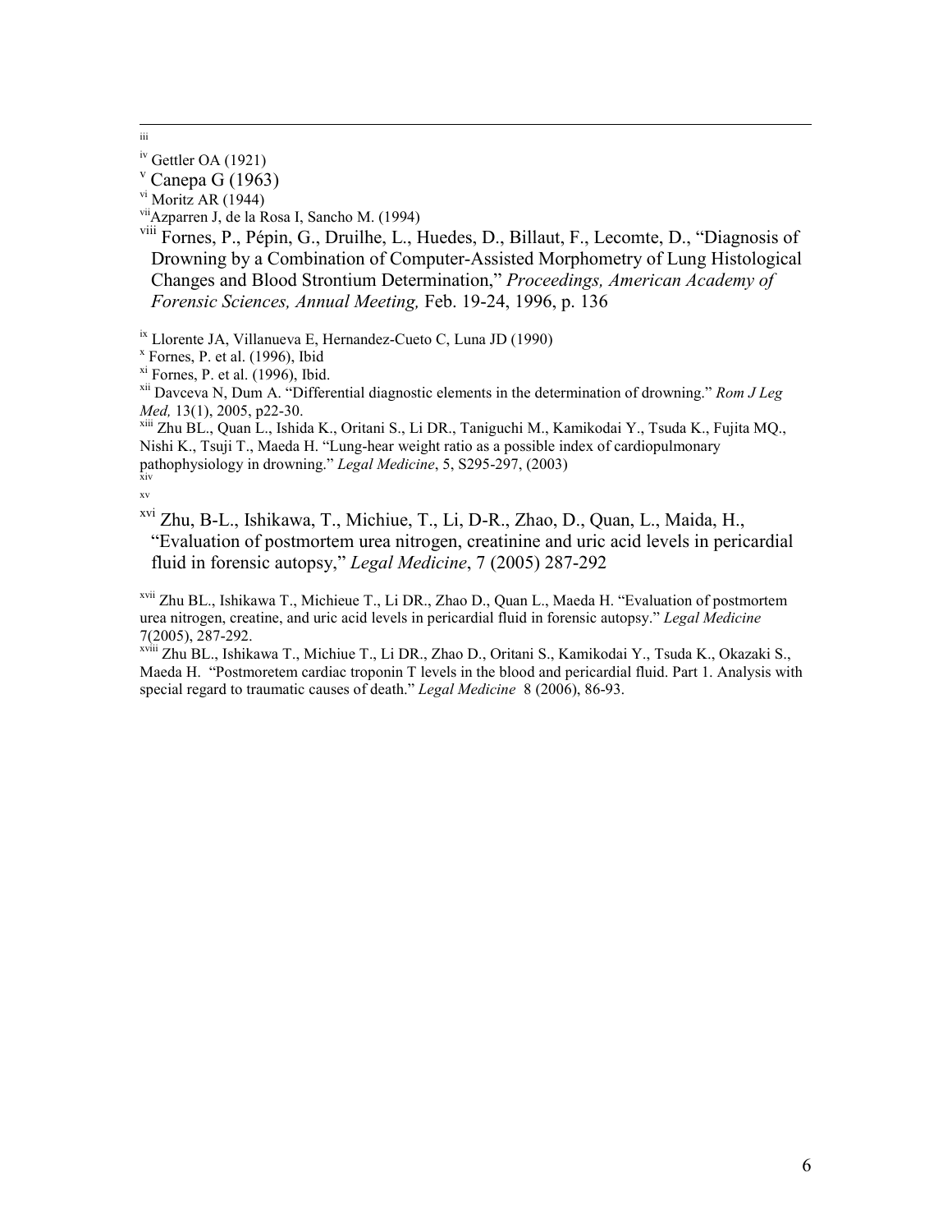[iii]

[iv] Gettler OA (1921)

[v] Canepa G (1963)

[vi] Moritz AR (1944)

[vii] Azparren J, de la Rosa I, Sancho M. (1994)

[viii] Fornes, P., Pépin, G., Druilhe, L., Huedes, D., Billaut, F., Lecomte, D., "Diagnosis of Drowning by a Combination of Computer-Assisted Morphometry of Lung Histological Changes and Blood Strontium Determination," *Proceedings, American Academy of Forensic Sciences, Annual Meeting,* Feb. 19-24, 1996, p. 136

[ix] Llorente JA, Villanueva E, Hernandez-Cueto C, Luna JD (1990)

[x] Fornes, P. et al. (1996), Ibid

[xi] Fornes, P. et al. (1996), Ibid.

[xii] Davceva N, Dum A. "Differential diagnostic elements in the determination of drowning." *Rom J Leg Med,* 13(1), 2005, p22-30.

[xiii] Zhu BL., Quan L., Ishida K., Oritani S., Li DR., Taniguchi M., Kamikodai Y., Tsuda K., Fujita MQ., Nishi K., Tsuji T., Maeda H. "Lung-hear weight ratio as a possible index of cardiopulmonary pathophysiology in drowning." *Legal Medicine*, 5, S295-297, (2003)

[xiv]

[xv]

[xvi] Zhu, B-L., Ishikawa, T., Michiue, T., Li, D-R., Zhao, D., Quan, L., Maida, H., "Evaluation of postmortem urea nitrogen, creatinine and uric acid levels in pericardial fluid in forensic autopsy," *Legal Medicine*, 7 (2005) 287-292

[xvii] Zhu BL., Ishikawa T., Michieue T., Li DR., Zhao D., Quan L., Maeda H. "Evaluation of postmortem urea nitrogen, creatine, and uric acid levels in pericardial fluid in forensic autopsy." *Legal Medicine* 7(2005), 287-292.

[xviii] Zhu BL., Ishikawa T., Michiue T., Li DR., Zhao D., Oritani S., Kamikodai Y., Tsuda K., Okazaki S., Maeda H. "Postmoretem cardiac troponin T levels in the blood and pericardial fluid. Part 1. Analysis with special regard to traumatic causes of death." *Legal Medicine* 8 (2006), 86-93.